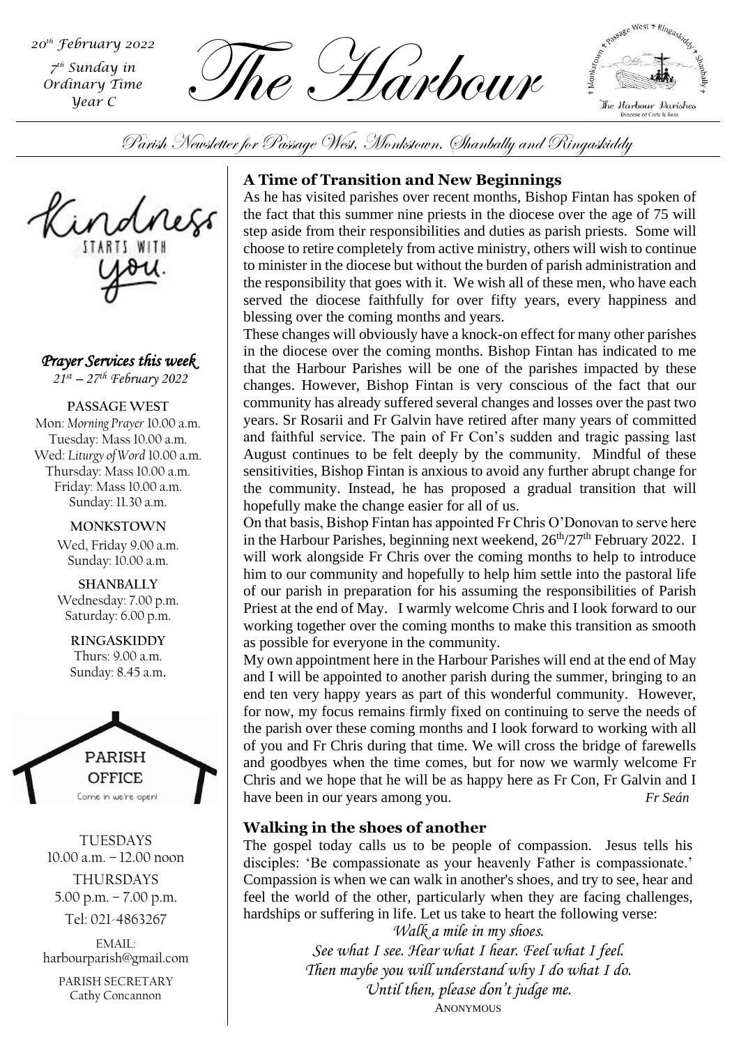*20th February 2022*
*7th Sunday in Ordinary Time*
*Year C*

# The Harbour

Parish Newsletter for Passage West, Monkstown, Shanbally and Ringaskiddy

Kindness STARTS WITH you.

*Prayer Services this week*
*21st – 27th February 2022*

**PASSAGE WEST**
Mon: *Morning Prayer* 10.00 a.m.
Tuesday: Mass 10.00 a.m.
Wed: *Liturgy of Word* 10.00 a.m.
Thursday: Mass 10.00 a.m.
Friday: Mass 10.00 a.m.
Sunday: 11.30 a.m.

**MONKSTOWN**
Wed, Friday 9.00 a.m.
Sunday: 10.00 a.m.

**SHANBALLY**
Wednesday: 7.00 p.m.
Saturday: 6.00 p.m.

**RINGASKIDDY**
Thurs: 9.00 a.m.
Sunday: 8.45 a.m.

PARISH OFFICE
Come in we're open!

TUESDAYS
10.00 a.m. – 12.00 noon
THURSDAYS
5.00 p.m. – 7.00 p.m.
Tel: 021-4863267

EMAIL:
harbourparish@gmail.com

PARISH SECRETARY
Cathy Concannon

## A Time of Transition and New Beginnings

As he has visited parishes over recent months, Bishop Fintan has spoken of the fact that this summer nine priests in the diocese over the age of 75 will step aside from their responsibilities and duties as parish priests. Some will choose to retire completely from active ministry, others will wish to continue to minister in the diocese but without the burden of parish administration and the responsibility that goes with it. We wish all of these men, who have each served the diocese faithfully for over fifty years, every happiness and blessing over the coming months and years.

These changes will obviously have a knock-on effect for many other parishes in the diocese over the coming months. Bishop Fintan has indicated to me that the Harbour Parishes will be one of the parishes impacted by these changes. However, Bishop Fintan is very conscious of the fact that our community has already suffered several changes and losses over the past two years. Sr Rosarii and Fr Galvin have retired after many years of committed and faithful service. The pain of Fr Con's sudden and tragic passing last August continues to be felt deeply by the community. Mindful of these sensitivities, Bishop Fintan is anxious to avoid any further abrupt change for the community. Instead, he has proposed a gradual transition that will hopefully make the change easier for all of us.

On that basis, Bishop Fintan has appointed Fr Chris O'Donovan to serve here in the Harbour Parishes, beginning next weekend, 26th/27th February 2022. I will work alongside Fr Chris over the coming months to help to introduce him to our community and hopefully to help him settle into the pastoral life of our parish in preparation for his assuming the responsibilities of Parish Priest at the end of May. I warmly welcome Chris and I look forward to our working together over the coming months to make this transition as smooth as possible for everyone in the community.

My own appointment here in the Harbour Parishes will end at the end of May and I will be appointed to another parish during the summer, bringing to an end ten very happy years as part of this wonderful community. However, for now, my focus remains firmly fixed on continuing to serve the needs of the parish over these coming months and I look forward to working with all of you and Fr Chris during that time. We will cross the bridge of farewells and goodbyes when the time comes, but for now we warmly welcome Fr Chris and we hope that he will be as happy here as Fr Con, Fr Galvin and I have been in our years among you. *Fr Seán*

## Walking in the shoes of another

The gospel today calls us to be people of compassion. Jesus tells his disciples: 'Be compassionate as your heavenly Father is compassionate.' Compassion is when we can walk in another's shoes, and try to see, hear and feel the world of the other, particularly when they are facing challenges, hardships or suffering in life. Let us take to heart the following verse:

*Walk a mile in my shoes.*
*See what I see. Hear what I hear. Feel what I feel.*
*Then maybe you will understand why I do what I do.*
*Until then, please don't judge me.*
ANONYMOUS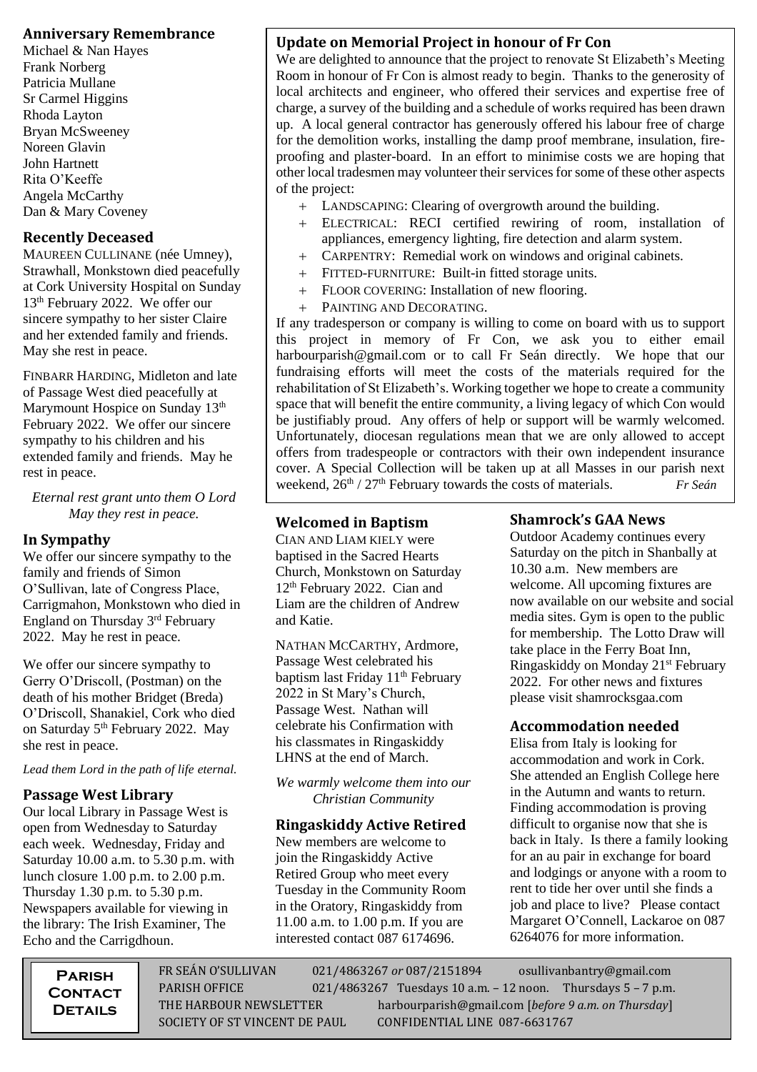## Anniversary Remembrance

Michael & Nan Hayes
Frank Norberg
Patricia Mullane
Sr Carmel Higgins
Rhoda Layton
Bryan McSweeney
Noreen Glavin
John Hartnett
Rita O'Keeffe
Angela McCarthy
Dan & Mary Coveney

## Recently Deceased

MAUREEN CULLINANE (née Umney), Strawhall, Monkstown died peacefully at Cork University Hospital on Sunday 13th February 2022. We offer our sincere sympathy to her sister Claire and her extended family and friends. May she rest in peace.

FINBARR HARDING, Midleton and late of Passage West died peacefully at Marymount Hospice on Sunday 13th February 2022. We offer our sincere sympathy to his children and his extended family and friends. May he rest in peace.

*Eternal rest grant unto them O Lord May they rest in peace.*

## In Sympathy

We offer our sincere sympathy to the family and friends of Simon O'Sullivan, late of Congress Place, Carrigmahon, Monkstown who died in England on Thursday 3rd February 2022. May he rest in peace.

We offer our sincere sympathy to Gerry O'Driscoll, (Postman) on the death of his mother Bridget (Breda) O'Driscoll, Shanakiel, Cork who died on Saturday 5th February 2022. May she rest in peace.

*Lead them Lord in the path of life eternal.*

## Passage West Library

Our local Library in Passage West is open from Wednesday to Saturday each week. Wednesday, Friday and Saturday 10.00 a.m. to 5.30 p.m. with lunch closure 1.00 p.m. to 2.00 p.m. Thursday 1.30 p.m. to 5.30 p.m. Newspapers available for viewing in the library: The Irish Examiner, The Echo and the Carrigdhoun.

## Update on Memorial Project in honour of Fr Con

We are delighted to announce that the project to renovate St Elizabeth's Meeting Room in honour of Fr Con is almost ready to begin. Thanks to the generosity of local architects and engineer, who offered their services and expertise free of charge, a survey of the building and a schedule of works required has been drawn up. A local general contractor has generously offered his labour free of charge for the demolition works, installing the damp proof membrane, insulation, fire-proofing and plaster-board. In an effort to minimise costs we are hoping that other local tradesmen may volunteer their services for some of these other aspects of the project:

+ LANDSCAPING: Clearing of overgrowth around the building.
+ ELECTRICAL: RECI certified rewiring of room, installation of appliances, emergency lighting, fire detection and alarm system.
+ CARPENTRY: Remedial work on windows and original cabinets.
+ FITTED-FURNITURE: Built-in fitted storage units.
+ FLOOR COVERING: Installation of new flooring.
+ PAINTING AND DECORATING.

If any tradesperson or company is willing to come on board with us to support this project in memory of Fr Con, we ask you to either email harbourparish@gmail.com or to call Fr Seán directly. We hope that our fundraising efforts will meet the costs of the materials required for the rehabilitation of St Elizabeth's. Working together we hope to create a community space that will benefit the entire community, a living legacy of which Con would be justifiably proud. Any offers of help or support will be warmly welcomed. Unfortunately, diocesan regulations mean that we are only allowed to accept offers from tradespeople or contractors with their own independent insurance cover. A Special Collection will be taken up at all Masses in our parish next weekend, 26th / 27th February towards the costs of materials. *Fr Seán*

## Welcomed in Baptism

CIAN AND LIAM KIELY were baptised in the Sacred Hearts Church, Monkstown on Saturday 12th February 2022. Cian and Liam are the children of Andrew and Katie.

NATHAN MCCARTHY, Ardmore, Passage West celebrated his baptism last Friday 11th February 2022 in St Mary's Church, Passage West. Nathan will celebrate his Confirmation with his classmates in Ringaskiddy LHNS at the end of March.

*We warmly welcome them into our Christian Community*

## Ringaskiddy Active Retired

New members are welcome to join the Ringaskiddy Active Retired Group who meet every Tuesday in the Community Room in the Oratory, Ringaskiddy from 11.00 a.m. to 1.00 p.m. If you are interested contact 087 6174696.

## Shamrock's GAA News

Outdoor Academy continues every Saturday on the pitch in Shanbally at 10.30 a.m. New members are welcome. All upcoming fixtures are now available on our website and social media sites. Gym is open to the public for membership. The Lotto Draw will take place in the Ferry Boat Inn, Ringaskiddy on Monday 21st February 2022. For other news and fixtures please visit shamrocksgaa.com

## Accommodation needed

Elisa from Italy is looking for accommodation and work in Cork. She attended an English College here in the Autumn and wants to return. Finding accommodation is proving difficult to organise now that she is back in Italy. Is there a family looking for an au pair in exchange for board and lodgings or anyone with a room to rent to tide her over until she finds a job and place to live? Please contact Margaret O'Connell, Lackaroe on 087 6264076 for more information.

## Parish Contact Details

| | | |
|---|---|---|
| FR SEÁN O'SULLIVAN | 021/4863267 *or* 087/2151894 | osullivanbantry@gmail.com |
| PARISH OFFICE | 021/4863267 Tuesdays 10 a.m. – 12 noon. Thursdays 5 – 7 p.m. | |
| THE HARBOUR NEWSLETTER | harbourparish@gmail.com [*before 9 a.m. on Thursday*] | |
| SOCIETY OF ST VINCENT DE PAUL | CONFIDENTIAL LINE 087-6631767 | |